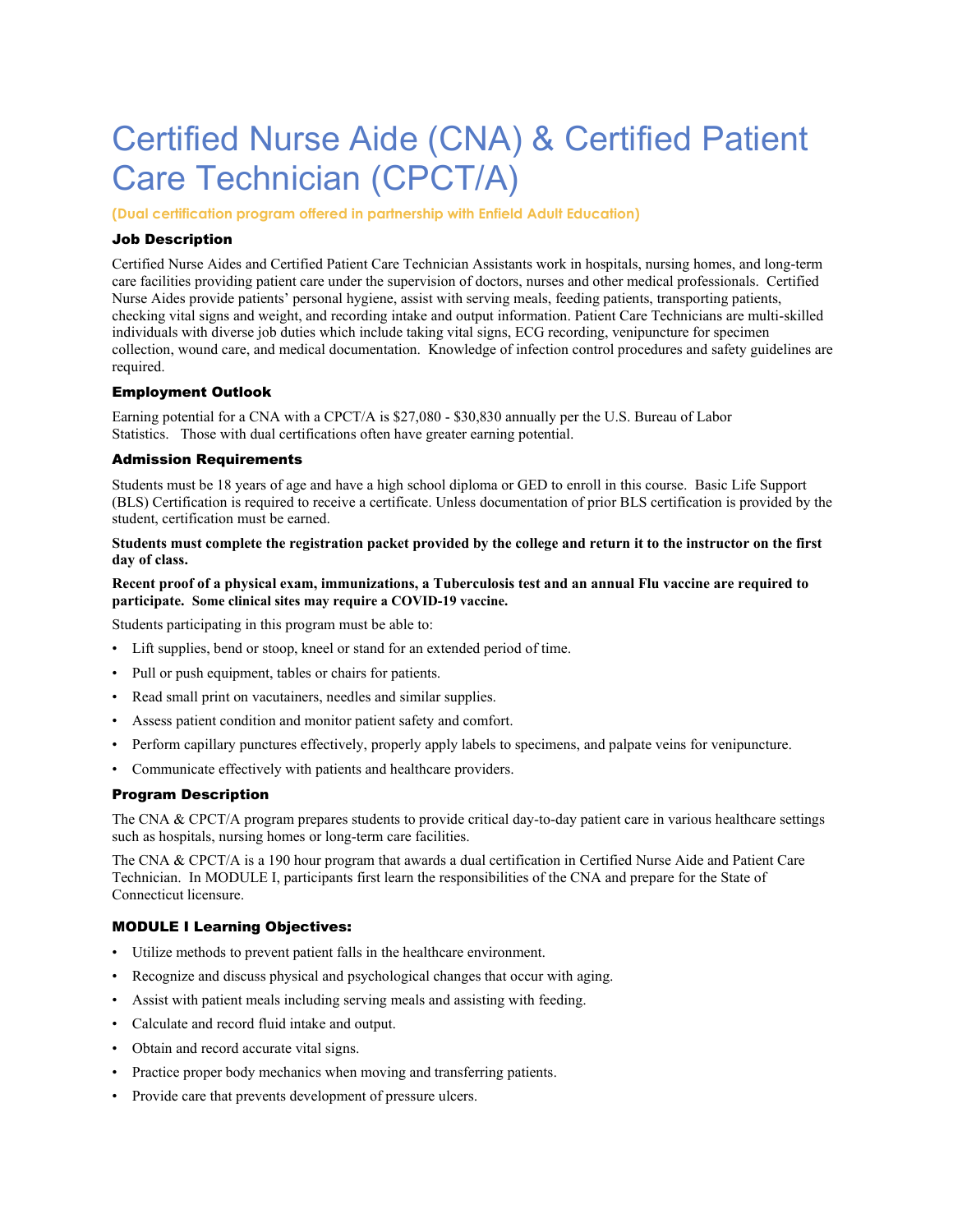# Certified Nurse Aide (CNA) & Certified Patient Care Technician (CPCT/A)

**(Dual certification program offered in partnership with Enfield Adult Education)**

### Job Description

Certified Nurse Aides and Certified Patient Care Technician Assistants work in hospitals, nursing homes, and long-term care facilities providing patient care under the supervision of doctors, nurses and other medical professionals. Certified Nurse Aides provide patients' personal hygiene, assist with serving meals, feeding patients, transporting patients, checking vital signs and weight, and recording intake and output information. Patient Care Technicians are multi-skilled individuals with diverse job duties which include taking vital signs, ECG recording, venipuncture for specimen collection, wound care, and medical documentation. Knowledge of infection control procedures and safety guidelines are required.

### Employment Outlook

Earning potential for a CNA with a CPCT/A is $27,080 - $30,830 annually per the U.S. Bureau of Labor Statistics. Those with dual certifications often have greater earning potential.

### Admission Requirements

Students must be 18 years of age and have a high school diploma or GED to enroll in this course. Basic Life Support (BLS) Certification is required to receive a certificate. Unless documentation of prior BLS certification is provided by the student, certification must be earned.

**Students must complete the registration packet provided by the college and return it to the instructor on the first day of class.**

**Recent proof of a physical exam, immunizations, a Tuberculosis test and an annual Flu vaccine are required to participate. Some clinical sites may require a COVID-19 vaccine.**

Students participating in this program must be able to:

- Lift supplies, bend or stoop, kneel or stand for an extended period of time.
- Pull or push equipment, tables or chairs for patients.
- Read small print on vacutainers, needles and similar supplies.
- Assess patient condition and monitor patient safety and comfort.
- Perform capillary punctures effectively, properly apply labels to specimens, and palpate veins for venipuncture.
- Communicate effectively with patients and healthcare providers.

### Program Description

The CNA & CPCT/A program prepares students to provide critical day-to-day patient care in various healthcare settings such as hospitals, nursing homes or long-term care facilities.

The CNA & CPCT/A is a 190 hour program that awards a dual certification in Certified Nurse Aide and Patient Care Technician. In MODULE I, participants first learn the responsibilities of the CNA and prepare for the State of Connecticut licensure.

### MODULE I Learning Objectives:

- Utilize methods to prevent patient falls in the healthcare environment.
- Recognize and discuss physical and psychological changes that occur with aging.
- Assist with patient meals including serving meals and assisting with feeding.
- Calculate and record fluid intake and output.
- Obtain and record accurate vital signs.
- Practice proper body mechanics when moving and transferring patients.
- Provide care that prevents development of pressure ulcers.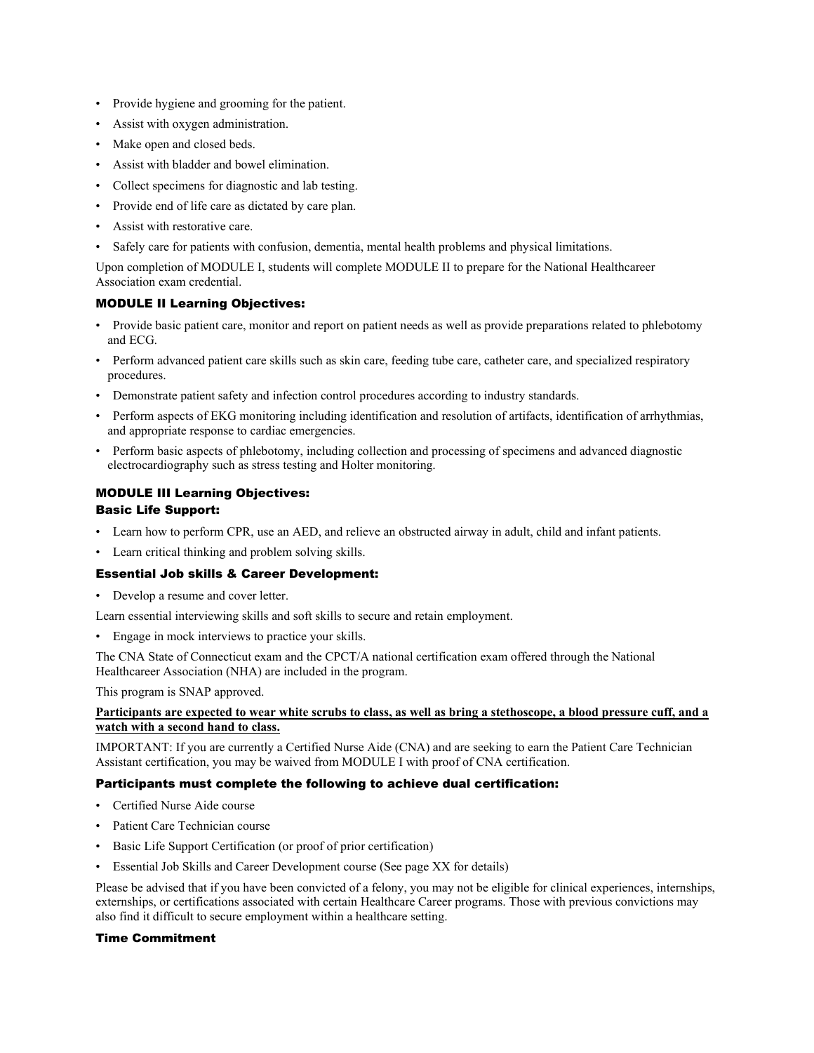- Provide hygiene and grooming for the patient.
- Assist with oxygen administration.
- Make open and closed beds.
- Assist with bladder and bowel elimination.
- Collect specimens for diagnostic and lab testing.
- Provide end of life care as dictated by care plan.
- Assist with restorative care.
- Safely care for patients with confusion, dementia, mental health problems and physical limitations.

Upon completion of MODULE I, students will complete MODULE II to prepare for the National Healthcareer Association exam credential.

### MODULE II Learning Objectives:

- Provide basic patient care, monitor and report on patient needs as well as provide preparations related to phlebotomy and ECG.
- Perform advanced patient care skills such as skin care, feeding tube care, catheter care, and specialized respiratory procedures.
- Demonstrate patient safety and infection control procedures according to industry standards.
- Perform aspects of EKG monitoring including identification and resolution of artifacts, identification of arrhythmias, and appropriate response to cardiac emergencies.
- Perform basic aspects of phlebotomy, including collection and processing of specimens and advanced diagnostic electrocardiography such as stress testing and Holter monitoring.

### MODULE III Learning Objectives:

### Basic Life Support:

- Learn how to perform CPR, use an AED, and relieve an obstructed airway in adult, child and infant patients.
- Learn critical thinking and problem solving skills.

### Essential Job skills & Career Development:

- Develop a resume and cover letter.

Learn essential interviewing skills and soft skills to secure and retain employment.

- Engage in mock interviews to practice your skills.

The CNA State of Connecticut exam and the CPCT/A national certification exam offered through the National Healthcareer Association (NHA) are included in the program.

This program is SNAP approved.

**Participants are expected to wear white scrubs to class, as well as bring a stethoscope, a blood pressure cuff, and a watch with a second hand to class.**

IMPORTANT: If you are currently a Certified Nurse Aide (CNA) and are seeking to earn the Patient Care Technician Assistant certification, you may be waived from MODULE I with proof of CNA certification.

### Participants must complete the following to achieve dual certification:

- Certified Nurse Aide course
- Patient Care Technician course
- Basic Life Support Certification (or proof of prior certification)
- Essential Job Skills and Career Development course (See page XX for details)

Please be advised that if you have been convicted of a felony, you may not be eligible for clinical experiences, internships, externships, or certifications associated with certain Healthcare Career programs. Those with previous convictions may also find it difficult to secure employment within a healthcare setting.

### Time Commitment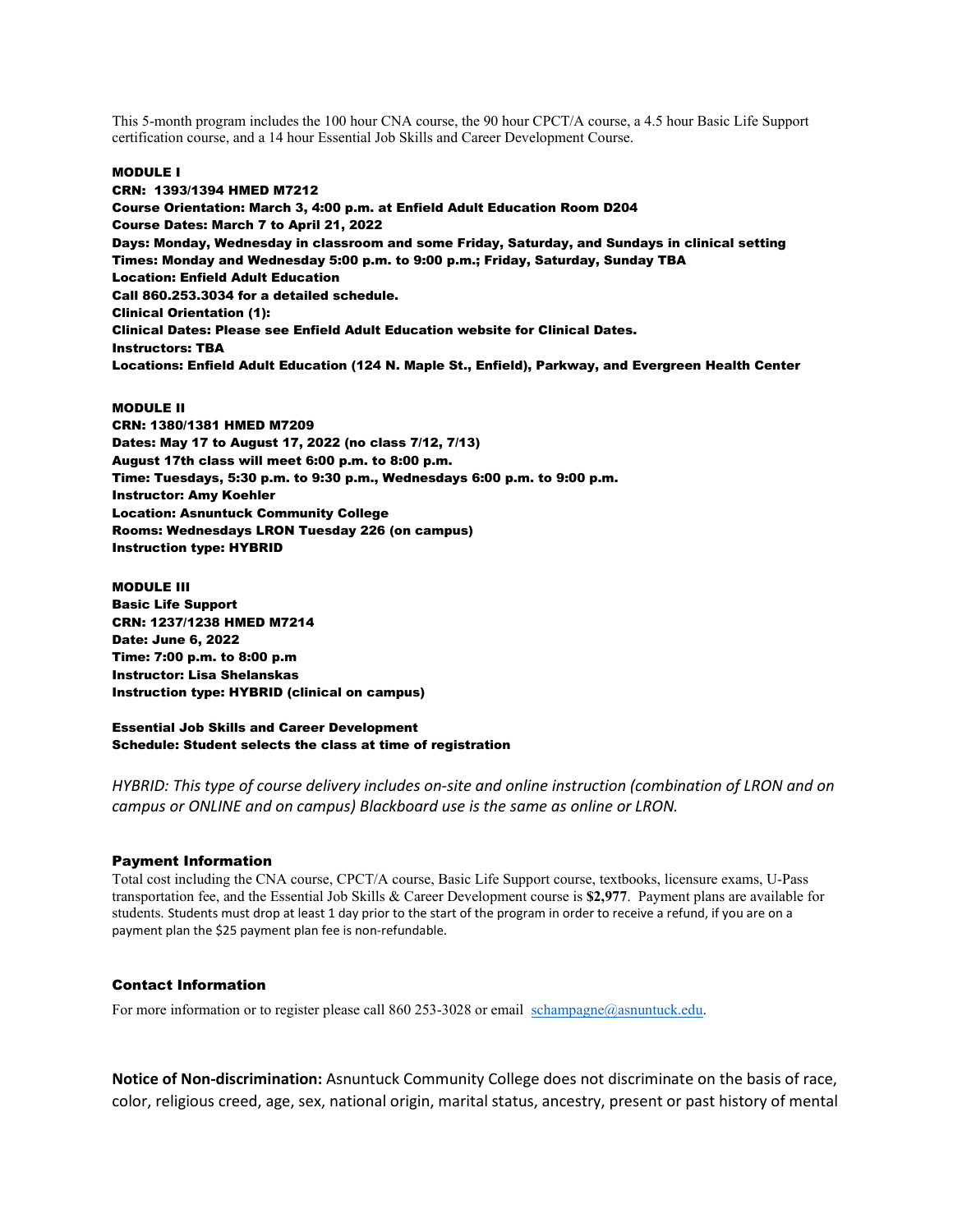This 5-month program includes the 100 hour CNA course, the 90 hour CPCT/A course, a 4.5 hour Basic Life Support certification course, and a 14 hour Essential Job Skills and Career Development Course.

**MODULE I**
**CRN: 1393/1394 HMED M7212**
**Course Orientation: March 3, 4:00 p.m. at Enfield Adult Education Room D204**
**Course Dates: March 7 to April 21, 2022**
**Days: Monday, Wednesday in classroom and some Friday, Saturday, and Sundays in clinical setting**
**Times: Monday and Wednesday 5:00 p.m. to 9:00 p.m.; Friday, Saturday, Sunday TBA**
**Location: Enfield Adult Education**
**Call 860.253.3034 for a detailed schedule.**
**Clinical Orientation (1):**
**Clinical Dates: Please see Enfield Adult Education website for Clinical Dates.**
**Instructors: TBA**
**Locations: Enfield Adult Education (124 N. Maple St., Enfield), Parkway, and Evergreen Health Center**

**MODULE II**
**CRN: 1380/1381 HMED M7209**
**Dates: May 17 to August 17, 2022 (no class 7/12, 7/13)**
**August 17th class will meet 6:00 p.m. to 8:00 p.m.**
**Time: Tuesdays, 5:30 p.m. to 9:30 p.m., Wednesdays 6:00 p.m. to 9:00 p.m.**
**Instructor: Amy Koehler**
**Location: Asnuntuck Community College**
**Rooms: Wednesdays LRON Tuesday 226 (on campus)**
**Instruction type: HYBRID**

**MODULE III**
**Basic Life Support**
**CRN: 1237/1238 HMED M7214**
**Date: June 6, 2022**
**Time: 7:00 p.m. to 8:00 p.m**
**Instructor: Lisa Shelanskas**
**Instruction type: HYBRID (clinical on campus)**

**Essential Job Skills and Career Development**
**Schedule: Student selects the class at time of registration**

*HYBRID: This type of course delivery includes on-site and online instruction (combination of LRON and on campus or ONLINE and on campus) Blackboard use is the same as online or LRON.*

### Payment Information

Total cost including the CNA course, CPCT/A course, Basic Life Support course, textbooks, licensure exams, U-Pass transportation fee, and the Essential Job Skills & Career Development course is **$2,977**. Payment plans are available for students. Students must drop at least 1 day prior to the start of the program in order to receive a refund, if you are on a payment plan the $25 payment plan fee is non-refundable.

### Contact Information

For more information or to register please call 860 253-3028 or email schampagne@asnuntuck.edu.

**Notice of Non-discrimination:** Asnuntuck Community College does not discriminate on the basis of race, color, religious creed, age, sex, national origin, marital status, ancestry, present or past history of mental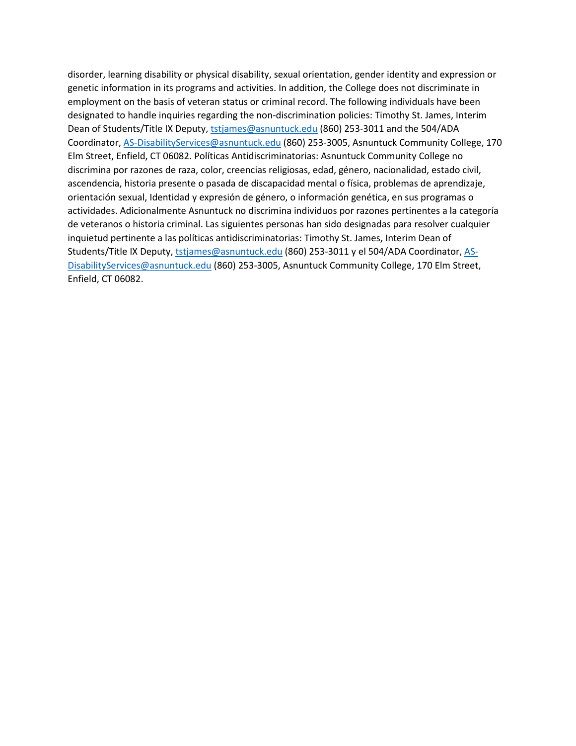disorder, learning disability or physical disability, sexual orientation, gender identity and expression or genetic information in its programs and activities. In addition, the College does not discriminate in employment on the basis of veteran status or criminal record. The following individuals have been designated to handle inquiries regarding the non-discrimination policies: Timothy St. James, Interim Dean of Students/Title IX Deputy, tstjames@asnuntuck.edu (860) 253-3011 and the 504/ADA Coordinator, AS-DisabilityServices@asnuntuck.edu (860) 253-3005, Asnuntuck Community College, 170 Elm Street, Enfield, CT 06082. Políticas Antidiscriminatorias: Asnuntuck Community College no discrimina por razones de raza, color, creencias religiosas, edad, género, nacionalidad, estado civil, ascendencia, historia presente o pasada de discapacidad mental o física, problemas de aprendizaje, orientación sexual, Identidad y expresión de género, o información genética, en sus programas o actividades. Adicionalmente Asnuntuck no discrimina individuos por razones pertinentes a la categoría de veteranos o historia criminal. Las siguientes personas han sido designadas para resolver cualquier inquietud pertinente a las políticas antidiscriminatorias: Timothy St. James, Interim Dean of Students/Title IX Deputy, tstjames@asnuntuck.edu (860) 253-3011 y el 504/ADA Coordinator, AS-DisabilityServices@asnuntuck.edu (860) 253-3005, Asnuntuck Community College, 170 Elm Street, Enfield, CT 06082.